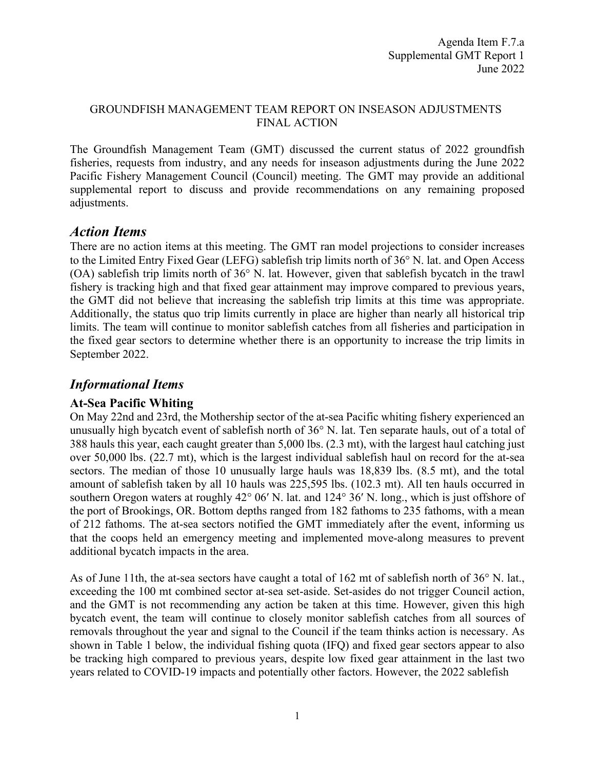Agenda Item F.7.a
Supplemental GMT Report 1
June 2022

GROUNDFISH MANAGEMENT TEAM REPORT ON INSEASON ADJUSTMENTS FINAL ACTION

The Groundfish Management Team (GMT) discussed the current status of 2022 groundfish fisheries, requests from industry, and any needs for inseason adjustments during the June 2022 Pacific Fishery Management Council (Council) meeting. The GMT may provide an additional supplemental report to discuss and provide recommendations on any remaining proposed adjustments.

## *Action Items*

There are no action items at this meeting. The GMT ran model projections to consider increases to the Limited Entry Fixed Gear (LEFG) sablefish trip limits north of 36° N. lat. and Open Access (OA) sablefish trip limits north of 36° N. lat. However, given that sablefish bycatch in the trawl fishery is tracking high and that fixed gear attainment may improve compared to previous years, the GMT did not believe that increasing the sablefish trip limits at this time was appropriate. Additionally, the status quo trip limits currently in place are higher than nearly all historical trip limits. The team will continue to monitor sablefish catches from all fisheries and participation in the fixed gear sectors to determine whether there is an opportunity to increase the trip limits in September 2022.

## *Informational Items*

### At-Sea Pacific Whiting

On May 22nd and 23rd, the Mothership sector of the at-sea Pacific whiting fishery experienced an unusually high bycatch event of sablefish north of 36° N. lat. Ten separate hauls, out of a total of 388 hauls this year, each caught greater than 5,000 lbs. (2.3 mt), with the largest haul catching just over 50,000 lbs. (22.7 mt), which is the largest individual sablefish haul on record for the at-sea sectors. The median of those 10 unusually large hauls was 18,839 lbs. (8.5 mt), and the total amount of sablefish taken by all 10 hauls was 225,595 lbs. (102.3 mt). All ten hauls occurred in southern Oregon waters at roughly 42° 06′ N. lat. and 124° 36′ N. long., which is just offshore of the port of Brookings, OR. Bottom depths ranged from 182 fathoms to 235 fathoms, with a mean of 212 fathoms. The at-sea sectors notified the GMT immediately after the event, informing us that the coops held an emergency meeting and implemented move-along measures to prevent additional bycatch impacts in the area.

As of June 11th, the at-sea sectors have caught a total of 162 mt of sablefish north of 36° N. lat., exceeding the 100 mt combined sector at-sea set-aside. Set-asides do not trigger Council action, and the GMT is not recommending any action be taken at this time. However, given this high bycatch event, the team will continue to closely monitor sablefish catches from all sources of removals throughout the year and signal to the Council if the team thinks action is necessary. As shown in Table 1 below, the individual fishing quota (IFQ) and fixed gear sectors appear to also be tracking high compared to previous years, despite low fixed gear attainment in the last two years related to COVID-19 impacts and potentially other factors. However, the 2022 sablefish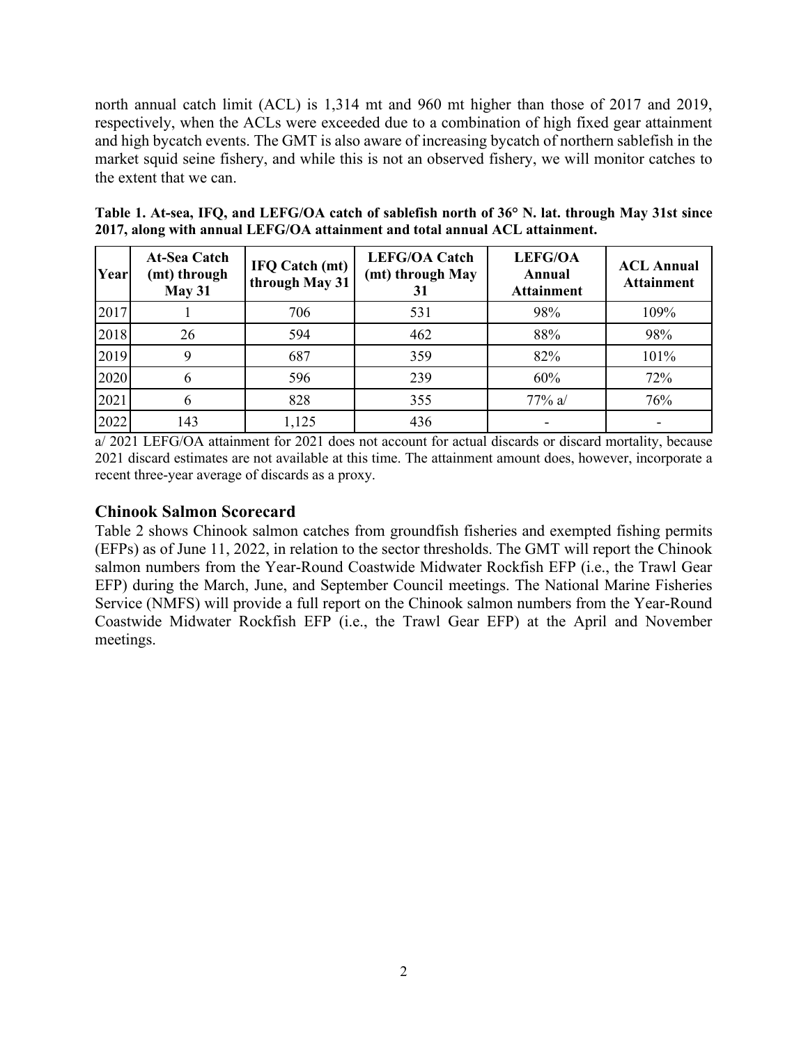north annual catch limit (ACL) is 1,314 mt and 960 mt higher than those of 2017 and 2019, respectively, when the ACLs were exceeded due to a combination of high fixed gear attainment and high bycatch events. The GMT is also aware of increasing bycatch of northern sablefish in the market squid seine fishery, and while this is not an observed fishery, we will monitor catches to the extent that we can.

**Table 1. At-sea, IFQ, and LEFG/OA catch of sablefish north of 36° N. lat. through May 31st since 2017, along with annual LEFG/OA attainment and total annual ACL attainment.**

| Year | At-Sea Catch (mt) through May 31 | IFQ Catch (mt) through May 31 | LEFG/OA Catch (mt) through May 31 | LEFG/OA Annual Attainment | ACL Annual Attainment |
|---|---|---|---|---|---|
| 2017 | 1 | 706 | 531 | 98% | 109% |
| 2018 | 26 | 594 | 462 | 88% | 98% |
| 2019 | 9 | 687 | 359 | 82% | 101% |
| 2020 | 6 | 596 | 239 | 60% | 72% |
| 2021 | 6 | 828 | 355 | 77% a/ | 76% |
| 2022 | 143 | 1,125 | 436 | - | - |

a/ 2021 LEFG/OA attainment for 2021 does not account for actual discards or discard mortality, because 2021 discard estimates are not available at this time. The attainment amount does, however, incorporate a recent three-year average of discards as a proxy.

## Chinook Salmon Scorecard

Table 2 shows Chinook salmon catches from groundfish fisheries and exempted fishing permits (EFPs) as of June 11, 2022, in relation to the sector thresholds. The GMT will report the Chinook salmon numbers from the Year-Round Coastwide Midwater Rockfish EFP (i.e., the Trawl Gear EFP) during the March, June, and September Council meetings. The National Marine Fisheries Service (NMFS) will provide a full report on the Chinook salmon numbers from the Year-Round Coastwide Midwater Rockfish EFP (i.e., the Trawl Gear EFP) at the April and November meetings.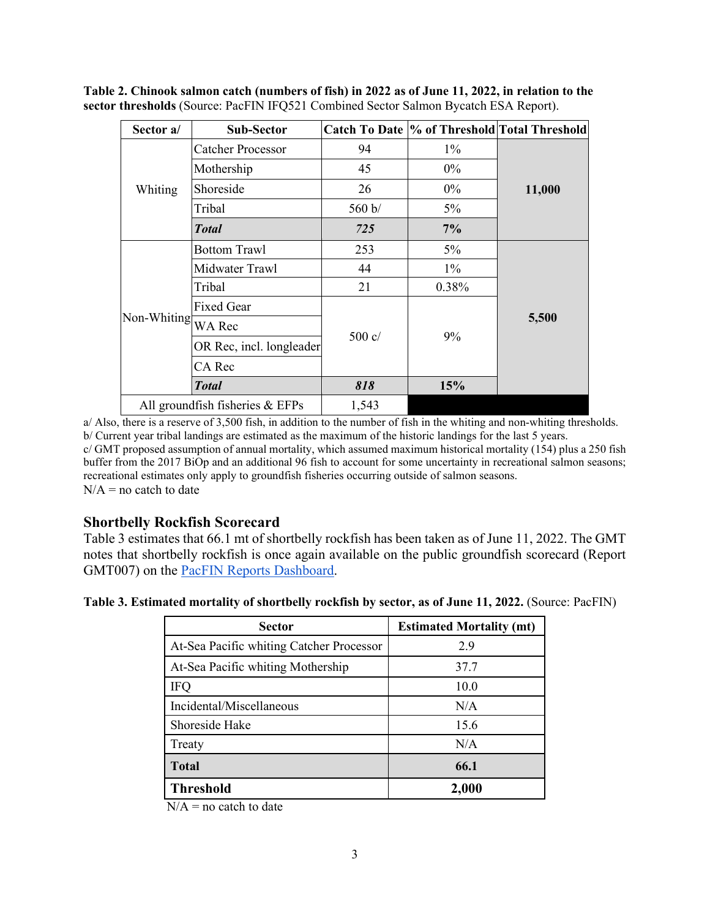**Table 2. Chinook salmon catch (numbers of fish) in 2022 as of June 11, 2022, in relation to the sector thresholds** (Source: PacFIN IFQ521 Combined Sector Salmon Bycatch ESA Report).

| Sector a/ | Sub-Sector | Catch To Date | % of Threshold | Total Threshold |
|---|---|---|---|---|
| Whiting | Catcher Processor | 94 | 1% | **11,000** |
| | Mothership | 45 | 0% | |
| | Shoreside | 26 | 0% | |
| | Tribal | 560 b/ | 5% | |
| | ***Total*** | ***725*** | **7%** | |
| Non-Whiting | Bottom Trawl | 253 | 5% | **5,500** |
| | Midwater Trawl | 44 | 1% | |
| | Tribal | 21 | 0.38% | |
| | Fixed Gear | 500 c/ | 9% | |
| | WA Rec | | | |
| | OR Rec, incl. longleader | | | |
| | CA Rec | | | |
| | ***Total*** | ***818*** | **15%** | |
| All groundfish fisheries & EFPs | | 1,543 | | |

a/ Also, there is a reserve of 3,500 fish, in addition to the number of fish in the whiting and non-whiting thresholds.
b/ Current year tribal landings are estimated as the maximum of the historic landings for the last 5 years.
c/ GMT proposed assumption of annual mortality, which assumed maximum historical mortality (154) plus a 250 fish buffer from the 2017 BiOp and an additional 96 fish to account for some uncertainty in recreational salmon seasons; recreational estimates only apply to groundfish fisheries occurring outside of salmon seasons.
N/A = no catch to date

## Shortbelly Rockfish Scorecard

Table 3 estimates that 66.1 mt of shortbelly rockfish has been taken as of June 11, 2022. The GMT notes that shortbelly rockfish is once again available on the public groundfish scorecard (Report GMT007) on the PacFIN Reports Dashboard.

**Table 3. Estimated mortality of shortbelly rockfish by sector, as of June 11, 2022.** (Source: PacFIN)

| Sector | Estimated Mortality (mt) |
|---|---|
| At-Sea Pacific whiting Catcher Processor | 2.9 |
| At-Sea Pacific whiting Mothership | 37.7 |
| IFQ | 10.0 |
| Incidental/Miscellaneous | N/A |
| Shoreside Hake | 15.6 |
| Treaty | N/A |
| **Total** | **66.1** |
| **Threshold** | **2,000** |

N/A = no catch to date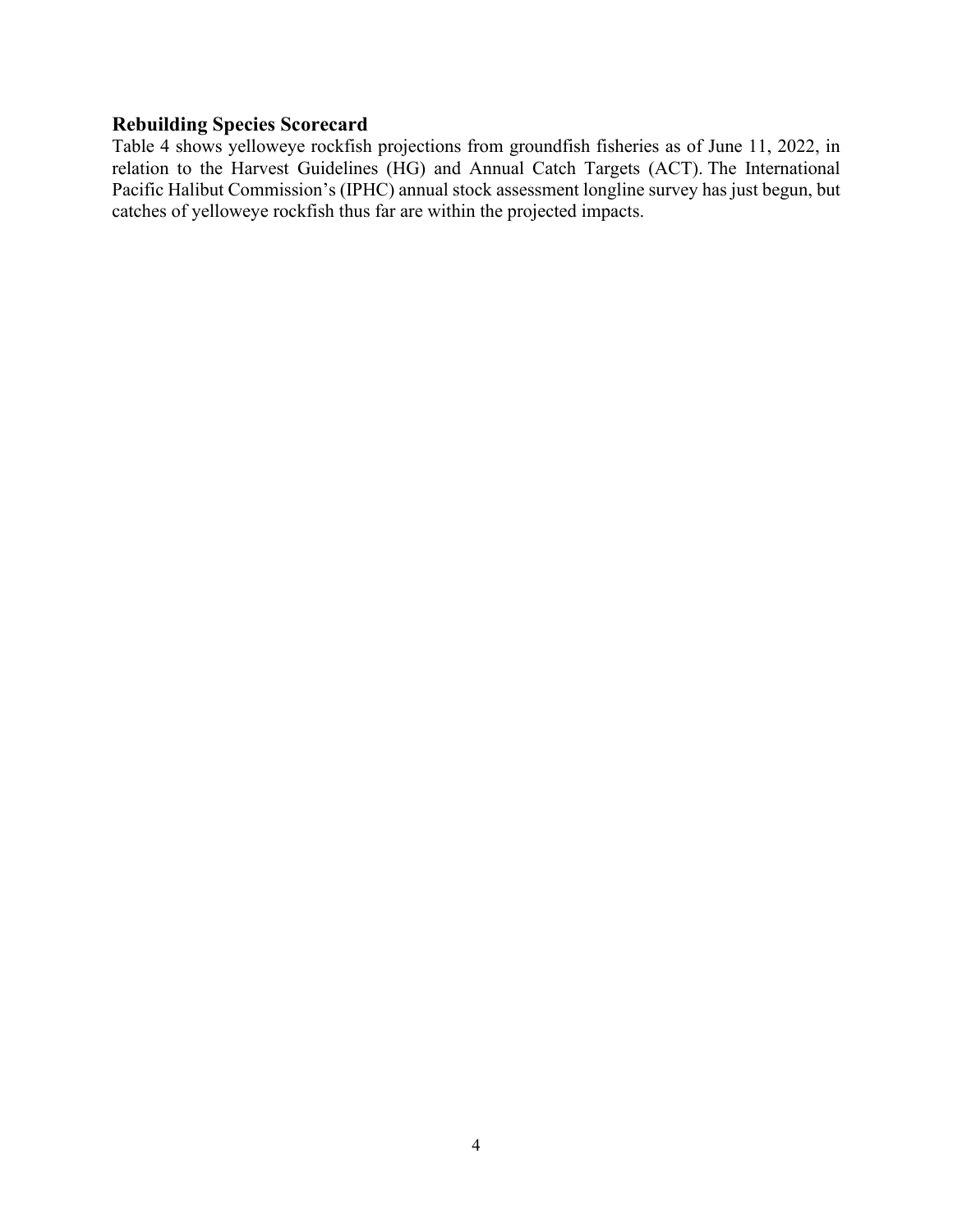## Rebuilding Species Scorecard

Table 4 shows yelloweye rockfish projections from groundfish fisheries as of June 11, 2022, in relation to the Harvest Guidelines (HG) and Annual Catch Targets (ACT). The International Pacific Halibut Commission's (IPHC) annual stock assessment longline survey has just begun, but catches of yelloweye rockfish thus far are within the projected impacts.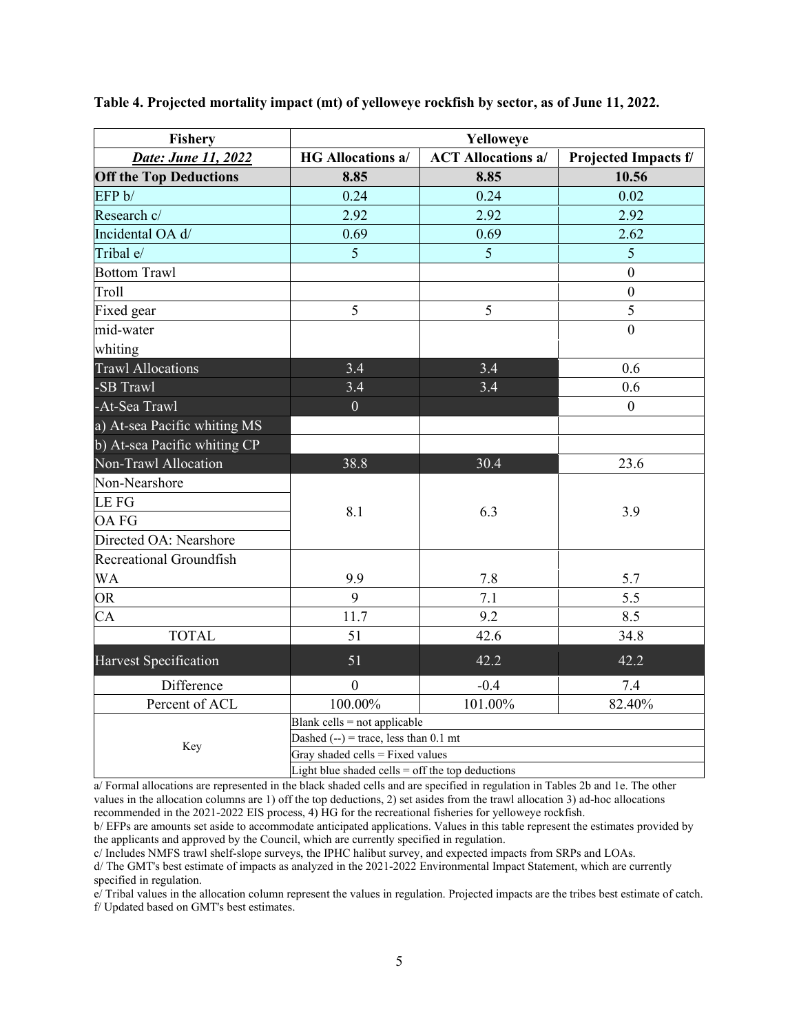**Table 4. Projected mortality impact (mt) of yelloweye rockfish by sector, as of June 11, 2022.**

| Fishery | Yelloweye | | |
|---|---|---|---|
| ***Date: June 11, 2022*** | **HG Allocations a/** | **ACT Allocations a/** | **Projected Impacts f/** |
| **Off the Top Deductions** | **8.85** | **8.85** | **10.56** |
| EFP b/ | 0.24 | 0.24 | 0.02 |
| Research c/ | 2.92 | 2.92 | 2.92 |
| Incidental OA d/ | 0.69 | 0.69 | 2.62 |
| Tribal e/ | 5 | 5 | 5 |
| Bottom Trawl | | | 0 |
| Troll | | | 0 |
| Fixed gear | 5 | 5 | 5 |
| mid-water whiting | | | 0 |
| Trawl Allocations | 3.4 | 3.4 | 0.6 |
| -SB Trawl | 3.4 | 3.4 | 0.6 |
| -At-Sea Trawl | 0 | | 0 |
| a) At-sea Pacific whiting MS | | | |
| b) At-sea Pacific whiting CP | | | |
| Non-Trawl Allocation | 38.8 | 30.4 | 23.6 |
| Non-Nearshore / LE FG / OA FG / Directed OA: Nearshore | 8.1 | 6.3 | 3.9 |
| Recreational Groundfish | | | |
| WA | 9.9 | 7.8 | 5.7 |
| OR | 9 | 7.1 | 5.5 |
| CA | 11.7 | 9.2 | 8.5 |
| TOTAL | 51 | 42.6 | 34.8 |
| Harvest Specification | 51 | 42.2 | 42.2 |
| Difference | 0 | -0.4 | 7.4 |
| Percent of ACL | 100.00% | 101.00% | 82.40% |
| Key | Blank cells = not applicable | | |
| | Dashed (--) = trace, less than 0.1 mt | | |
| | Gray shaded cells = Fixed values | | |
| | Light blue shaded cells = off the top deductions | | |

a/ Formal allocations are represented in the black shaded cells and are specified in regulation in Tables 2b and 1e. The other values in the allocation columns are 1) off the top deductions, 2) set asides from the trawl allocation 3) ad-hoc allocations recommended in the 2021-2022 EIS process, 4) HG for the recreational fisheries for yelloweye rockfish.

b/ EFPs are amounts set aside to accommodate anticipated applications. Values in this table represent the estimates provided by the applicants and approved by the Council, which are currently specified in regulation.

c/ Includes NMFS trawl shelf-slope surveys, the IPHC halibut survey, and expected impacts from SRPs and LOAs.

d/ The GMT's best estimate of impacts as analyzed in the 2021-2022 Environmental Impact Statement, which are currently specified in regulation.

e/ Tribal values in the allocation column represent the values in regulation. Projected impacts are the tribes best estimate of catch.

f/ Updated based on GMT's best estimates.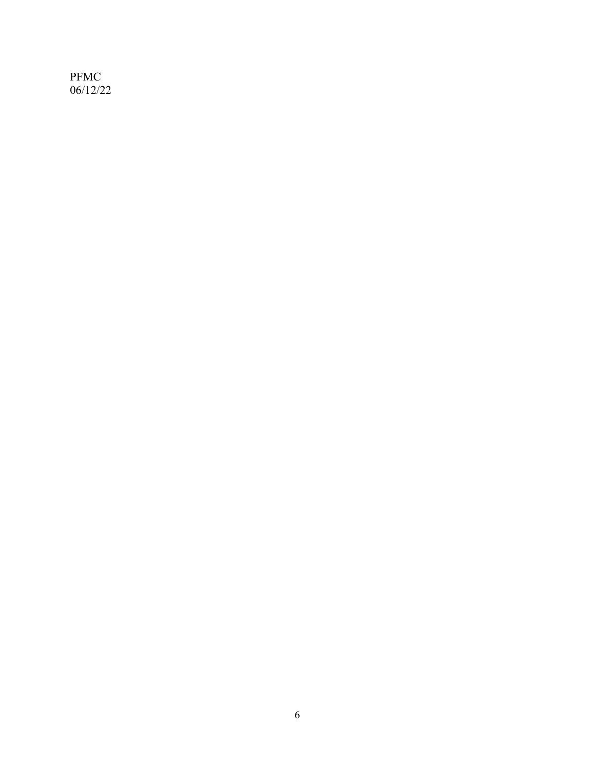PFMC
06/12/22